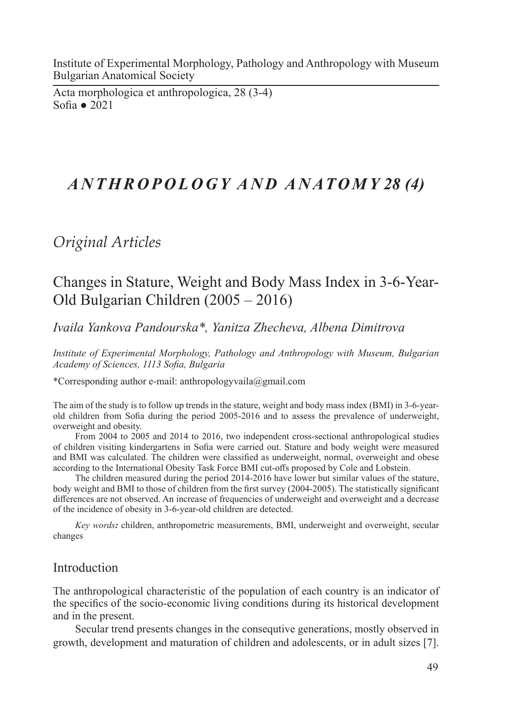# *ANTHROPOLOGY AND ANATOMY 28 (4)*

## *Original Articles*

## Changes in Stature, Weight and Body Mass Index in 3-6-Year-Old Bulgarian Children (2005 – 2016)

*Ivaila Yankova Pandourska\*, Yanitza Zhecheva, Albena Dimitrova*

*Institute of Experimental Morphology, Pathology and Anthropology with Museum, Bulgarian Academy of Sciences, 1113 Sofia, Bulgaria*

\*Corresponding author e-mail: anthropologyvaila@gmail.com

The aim of the study is to follow up trends in the stature, weight and body mass index (BMI) in 3-6-year-old children from Sofia during the period 2005-2016 and to assess the prevalence of underweight, overweight and obesity.

From 2004 to 2005 and 2014 to 2016, two independent cross-sectional anthropological studies of children visiting kindergartens in Sofia were carried out. Stature and body weight were measured and BMI was calculated. The children were classified as underweight, normal, overweight and obese according to the International Obesity Task Force BMI cut-offs proposed by Cole and Lobstein.

The children measured during the period 2014-2016 have lower but similar values of the stature, body weight and BMI to those of children from the first survey (2004-2005). The statistically significant differences are not observed. An increase of frequencies of underweight and overweight and a decrease of the incidence of obesity in 3-6-year-old children are detected.

*Key words:* children, anthropometric measurements, BMI, underweight and overweight, secular changes

## Introduction

The anthropological characteristic of the population of each country is an indicator of the specifics of the socio-economic living conditions during its historical development and in the present.

Secular trend presents changes in the consequtive generations, mostly observed in growth, development and maturation of children and adolescents, or in adult sizes [7].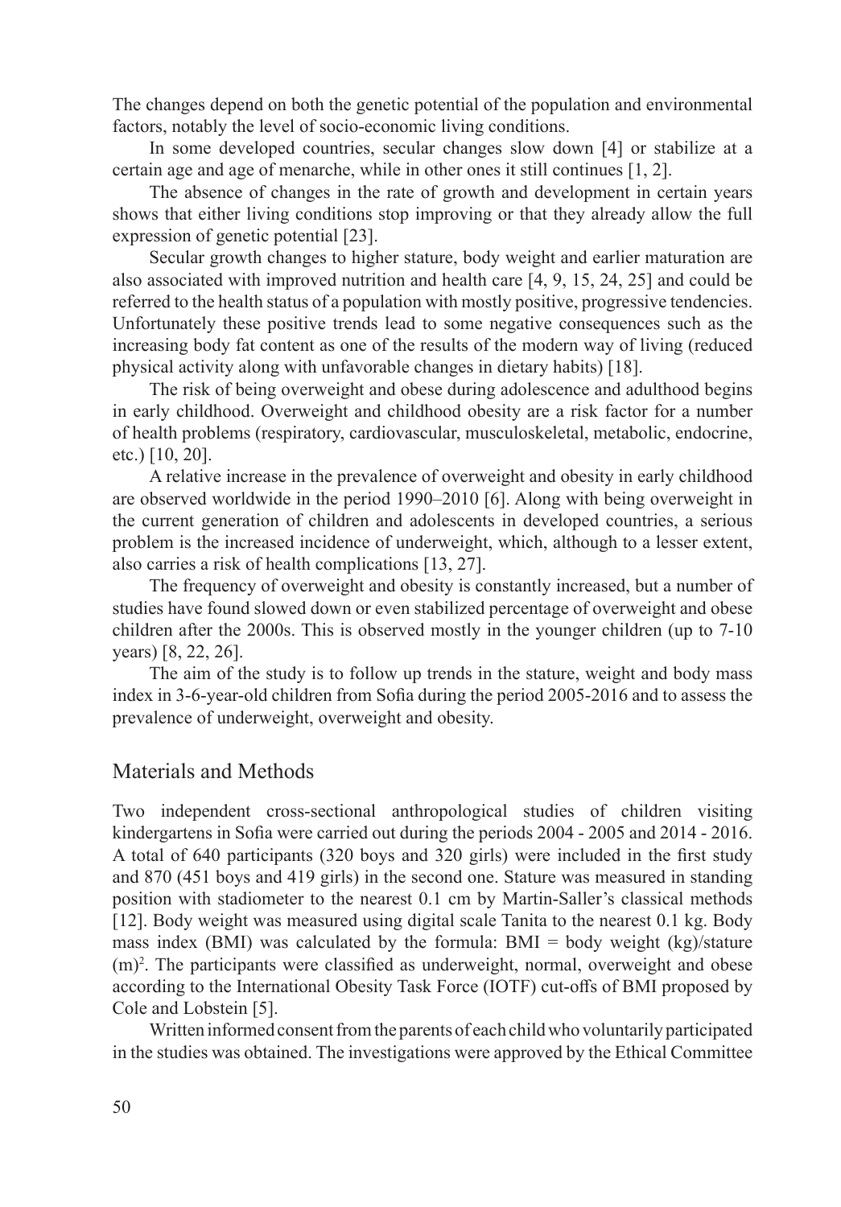The changes depend on both the genetic potential of the population and environmental factors, notably the level of socio-economic living conditions.

In some developed countries, secular changes slow down [4] or stabilize at a certain age and age of menarche, while in other ones it still continues [1, 2].

The absence of changes in the rate of growth and development in certain years shows that either living conditions stop improving or that they already allow the full expression of genetic potential [23].

Secular growth changes to higher stature, body weight and earlier maturation are also associated with improved nutrition and health care [4, 9, 15, 24, 25] and could be referred to the health status of a population with mostly positive, progressive tendencies. Unfortunately these positive trends lead to some negative consequences such as the increasing body fat content as one of the results of the modern way of living (reduced physical activity along with unfavorable changes in dietary habits) [18].

The risk of being overweight and obese during adolescence and adulthood begins in early childhood. Overweight and childhood obesity are a risk factor for a number of health problems (respiratory, cardiovascular, musculoskeletal, metabolic, endocrine, etc.) [10, 20].

A relative increase in the prevalence of overweight and obesity in early childhood are observed worldwide in the period 1990–2010 [6]. Along with being overweight in the current generation of children and adolescents in developed countries, a serious problem is the increased incidence of underweight, which, although to a lesser extent, also carries a risk of health complications [13, 27].

The frequency of overweight and obesity is constantly increased, but a number of studies have found slowed down or even stabilized percentage of overweight and obese children after the 2000s. This is observed mostly in the younger children (up to 7-10 years) [8, 22, 26].

The aim of the study is to follow up trends in the stature, weight and body mass index in 3-6-year-old children from Sofia during the period 2005-2016 and to assess the prevalence of underweight, overweight and obesity.

## Materials and Methods

Two independent cross-sectional anthropological studies of children visiting kindergartens in Sofia were carried out during the periods 2004 - 2005 and 2014 - 2016. A total of 640 participants (320 boys and 320 girls) were included in the first study and 870 (451 boys and 419 girls) in the second one. Stature was measured in standing position with stadiometer to the nearest 0.1 cm by Martin-Saller's classical methods [12]. Body weight was measured using digital scale Tanita to the nearest 0.1 kg. Body mass index (BMI) was calculated by the formula: BMI = body weight (kg)/stature $(m)^2$. The participants were classified as underweight, normal, overweight and obese according to the International Obesity Task Force (IOTF) cut-offs of BMI proposed by Cole and Lobstein [5].

Written informed consent from the parents of each child who voluntarily participated in the studies was obtained. The investigations were approved by the Ethical Committee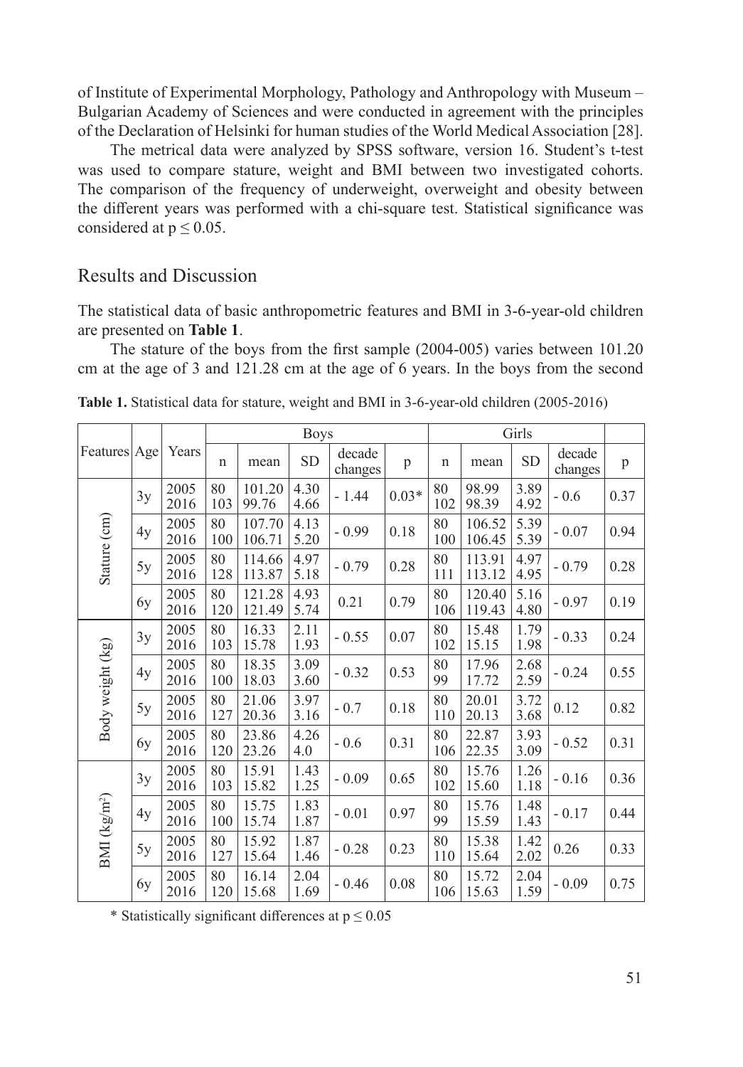of Institute of Experimental Morphology, Pathology and Anthropology with Museum – Bulgarian Academy of Sciences and were conducted in agreement with the principles of the Declaration of Helsinki for human studies of the World Medical Association [28].

The metrical data were analyzed by SPSS software, version 16. Student's t-test was used to compare stature, weight and BMI between two investigated cohorts. The comparison of the frequency of underweight, overweight and obesity between the different years was performed with a chi-square test. Statistical significance was considered at $p \leq 0.05$.

## Results and Discussion

The statistical data of basic anthropometric features and BMI in 3-6-year-old children are presented on **Table 1**.

The stature of the boys from the first sample (2004-005) varies between 101.20 cm at the age of 3 and 121.28 cm at the age of 6 years. In the boys from the second

**Table 1.** Statistical data for stature, weight and BMI in 3-6-year-old children (2005-2016)

| Features | Age | Years | Boys | | | | | Girls | | | | |
|---|---|---|---|---|---|---|---|---|---|---|---|---|
| | | | n | mean | SD | decade changes | p | n | mean | SD | decade changes | p |
| Stature (cm) | 3y | 2005<br>2016 | 80<br>103 | 101.20<br>99.76 | 4.30<br>4.66 | - 1.44 | 0.03* | 80<br>102 | 98.99<br>98.39 | 3.89<br>4.92 | - 0.6 | 0.37 |
| | 4y | 2005<br>2016 | 80<br>100 | 107.70<br>106.71 | 4.13<br>5.20 | - 0.99 | 0.18 | 80<br>100 | 106.52<br>106.45 | 5.39<br>5.39 | - 0.07 | 0.94 |
| | 5y | 2005<br>2016 | 80<br>128 | 114.66<br>113.87 | 4.97<br>5.18 | - 0.79 | 0.28 | 80<br>111 | 113.91<br>113.12 | 4.97<br>4.95 | - 0.79 | 0.28 |
| | 6y | 2005<br>2016 | 80<br>120 | 121.28<br>121.49 | 4.93<br>5.74 | 0.21 | 0.79 | 80<br>106 | 120.40<br>119.43 | 5.16<br>4.80 | - 0.97 | 0.19 |
| Body weight (kg) | 3y | 2005<br>2016 | 80<br>103 | 16.33<br>15.78 | 2.11<br>1.93 | - 0.55 | 0.07 | 80<br>102 | 15.48<br>15.15 | 1.79<br>1.98 | - 0.33 | 0.24 |
| | 4y | 2005<br>2016 | 80<br>100 | 18.35<br>18.03 | 3.09<br>3.60 | - 0.32 | 0.53 | 80<br>99 | 17.96<br>17.72 | 2.68<br>2.59 | - 0.24 | 0.55 |
| | 5y | 2005<br>2016 | 80<br>127 | 21.06<br>20.36 | 3.97<br>3.16 | - 0.7 | 0.18 | 80<br>110 | 20.01<br>20.13 | 3.72<br>3.68 | 0.12 | 0.82 |
| | 6y | 2005<br>2016 | 80<br>120 | 23.86<br>23.26 | 4.26<br>4.0 | - 0.6 | 0.31 | 80<br>106 | 22.87<br>22.35 | 3.93<br>3.09 | - 0.52 | 0.31 |
| BMI (kg/m²) | 3y | 2005<br>2016 | 80<br>103 | 15.91<br>15.82 | 1.43<br>1.25 | - 0.09 | 0.65 | 80<br>102 | 15.76<br>15.60 | 1.26<br>1.18 | - 0.16 | 0.36 |
| | 4y | 2005<br>2016 | 80<br>100 | 15.75<br>15.74 | 1.83<br>1.87 | - 0.01 | 0.97 | 80<br>99 | 15.76<br>15.59 | 1.48<br>1.43 | - 0.17 | 0.44 |
| | 5y | 2005<br>2016 | 80<br>127 | 15.92<br>15.64 | 1.87<br>1.46 | - 0.28 | 0.23 | 80<br>110 | 15.38<br>15.64 | 1.42<br>2.02 | 0.26 | 0.33 |
| | 6y | 2005<br>2016 | 80<br>120 | 16.14<br>15.68 | 2.04<br>1.69 | - 0.46 | 0.08 | 80<br>106 | 15.72<br>15.63 | 2.04<br>1.59 | - 0.09 | 0.75 |

\* Statistically significant differences at $p \leq 0.05$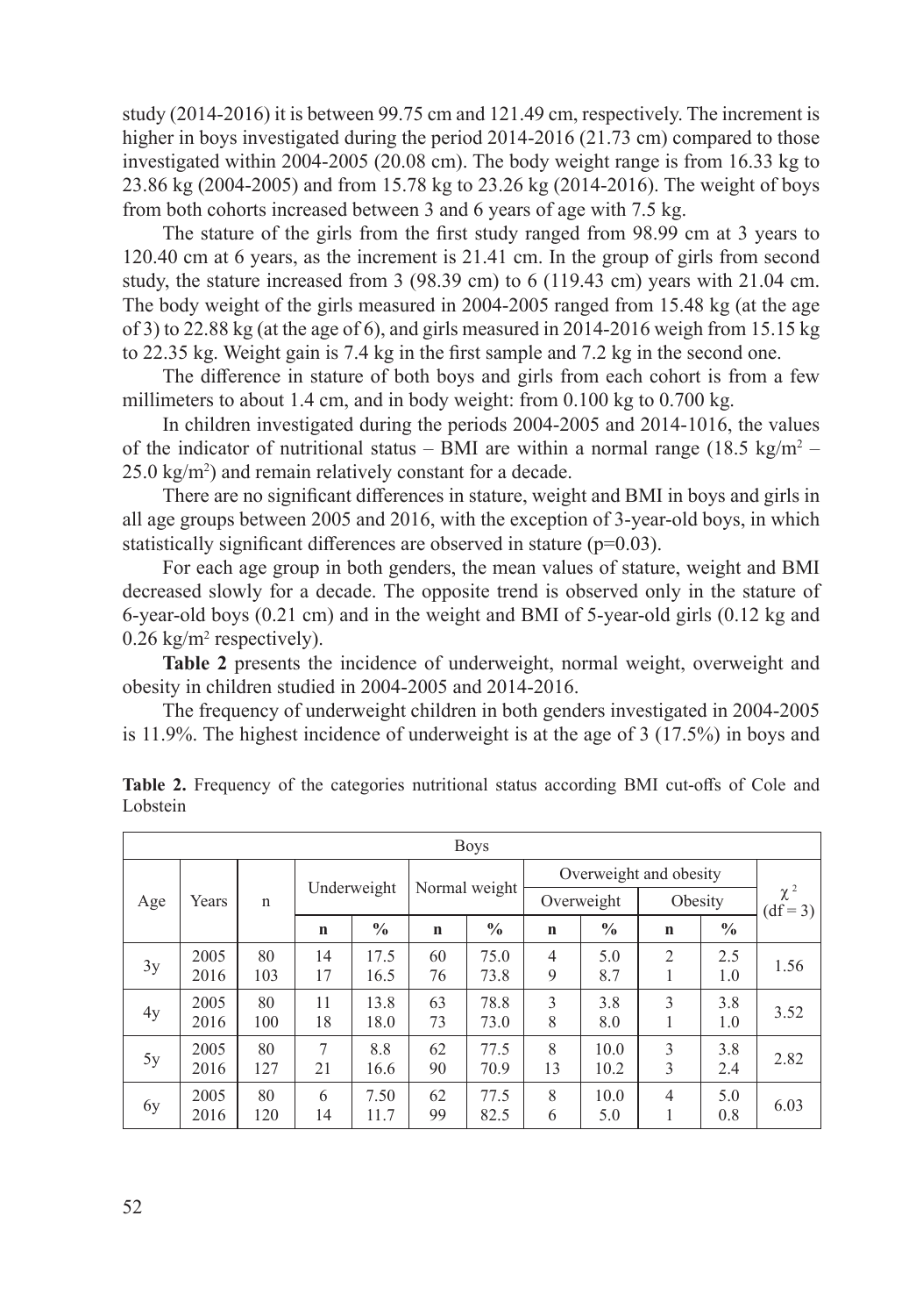study (2014-2016) it is between 99.75 cm and 121.49 cm, respectively. The increment is higher in boys investigated during the period 2014-2016 (21.73 cm) compared to those investigated within 2004-2005 (20.08 cm). The body weight range is from 16.33 kg to 23.86 kg (2004-2005) and from 15.78 kg to 23.26 kg (2014-2016). The weight of boys from both cohorts increased between 3 and 6 years of age with 7.5 kg.

The stature of the girls from the first study ranged from 98.99 cm at 3 years to 120.40 cm at 6 years, as the increment is 21.41 cm. In the group of girls from second study, the stature increased from 3 (98.39 cm) to 6 (119.43 cm) years with 21.04 cm. The body weight of the girls measured in 2004-2005 ranged from 15.48 kg (at the age of 3) to 22.88 kg (at the age of 6), and girls measured in 2014-2016 weigh from 15.15 kg to 22.35 kg. Weight gain is 7.4 kg in the first sample and 7.2 kg in the second one.

The difference in stature of both boys and girls from each cohort is from a few millimeters to about 1.4 cm, and in body weight: from 0.100 kg to 0.700 kg.

In children investigated during the periods 2004-2005 and 2014-1016, the values of the indicator of nutritional status – BMI are within a normal range (18.5 $kg/m^2$ – 25.0 $kg/m^2$) and remain relatively constant for a decade.

There are no significant differences in stature, weight and BMI in boys and girls in all age groups between 2005 and 2016, with the exception of 3-year-old boys, in which statistically significant differences are observed in stature ($p=0.03$).

For each age group in both genders, the mean values of stature, weight and BMI decreased slowly for a decade. The opposite trend is observed only in the stature of 6-year-old boys (0.21 cm) and in the weight and BMI of 5-year-old girls (0.12 kg and 0.26 $kg/m^2$ respectively).

**Table 2** presents the incidence of underweight, normal weight, overweight and obesity in children studied in 2004-2005 and 2014-2016.

The frequency of underweight children in both genders investigated in 2004-2005 is 11.9%. The highest incidence of underweight is at the age of 3 (17.5%) in boys and

**Table 2.** Frequency of the categories nutritional status according BMI cut-offs of Cole and Lobstein

| Boys | | | | | | | | | | | |
|---|---|---|---|---|---|---|---|---|---|---|---|
| Age | Years | n | Underweight | | Normal weight | | Overweight and obesity | | | | $\chi^2$ (df = 3) |
| | | | | | | | Overweight | | Obesity | | |
| | | | **n** | **%** | **n** | **%** | **n** | **%** | **n** | **%** | |
| 3y | 2005<br>2016 | 80<br>103 | 14<br>17 | 17.5<br>16.5 | 60<br>76 | 75.0<br>73.8 | 4<br>9 | 5.0<br>8.7 | 2<br>1 | 2.5<br>1.0 | 1.56 |
| 4y | 2005<br>2016 | 80<br>100 | 11<br>18 | 13.8<br>18.0 | 63<br>73 | 78.8<br>73.0 | 3<br>8 | 3.8<br>8.0 | 3<br>1 | 3.8<br>1.0 | 3.52 |
| 5y | 2005<br>2016 | 80<br>127 | 7<br>21 | 8.8<br>16.6 | 62<br>90 | 77.5<br>70.9 | 8<br>13 | 10.0<br>10.2 | 3<br>3 | 3.8<br>2.4 | 2.82 |
| 6y | 2005<br>2016 | 80<br>120 | 6<br>14 | 7.50<br>11.7 | 62<br>99 | 77.5<br>82.5 | 8<br>6 | 10.0<br>5.0 | 4<br>1 | 5.0<br>0.8 | 6.03 |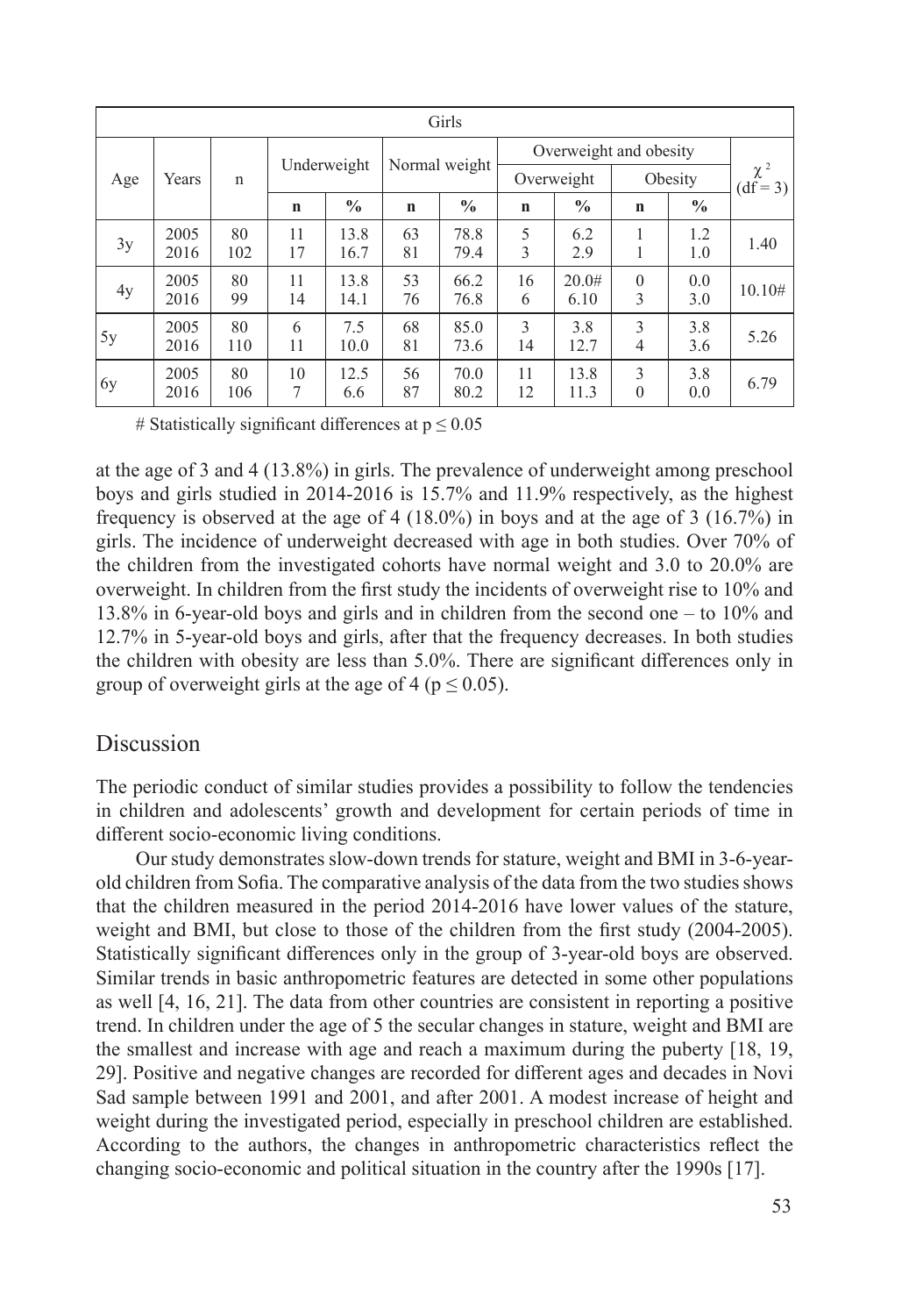| Girls | | | | | | | | | | | |
|---|---|---|---|---|---|---|---|---|---|---|---|
| Age | Years | n | Underweight | | Normal weight | | Overweight and obesity | | | | $\chi^2$ (df = 3) |
| | | | | | | | Overweight | | Obesity | | |
| | | | **n** | **%** | **n** | **%** | **n** | **%** | **n** | **%** | |
| 3y | 2005<br>2016 | 80<br>102 | 11<br>17 | 13.8<br>16.7 | 63<br>81 | 78.8<br>79.4 | 5<br>3 | 6.2<br>2.9 | 1<br>1 | 1.2<br>1.0 | 1.40 |
| 4y | 2005<br>2016 | 80<br>99 | 11<br>14 | 13.8<br>14.1 | 53<br>76 | 66.2<br>76.8 | 16<br>6 | 20.0#<br>6.10 | 0<br>3 | 0.0<br>3.0 | 10.10# |
| 5y | 2005<br>2016 | 80<br>110 | 6<br>11 | 7.5<br>10.0 | 68<br>81 | 85.0<br>73.6 | 3<br>14 | 3.8<br>12.7 | 3<br>4 | 3.8<br>3.6 | 5.26 |
| 6y | 2005<br>2016 | 80<br>106 | 10<br>7 | 12.5<br>6.6 | 56<br>87 | 70.0<br>80.2 | 11<br>12 | 13.8<br>11.3 | 3<br>0 | 3.8<br>0.0 | 6.79 |

# Statistically significant differences at $p \leq 0.05$

at the age of 3 and 4 (13.8%) in girls. The prevalence of underweight among preschool boys and girls studied in 2014-2016 is 15.7% and 11.9% respectively, as the highest frequency is observed at the age of 4 (18.0%) in boys and at the age of 3 (16.7%) in girls. The incidence of underweight decreased with age in both studies. Over 70% of the children from the investigated cohorts have normal weight and 3.0 to 20.0% are overweight. In children from the first study the incidents of overweight rise to 10% and 13.8% in 6-year-old boys and girls and in children from the second one – to 10% and 12.7% in 5-year-old boys and girls, after that the frequency decreases. In both studies the children with obesity are less than 5.0%. There are significant differences only in group of overweight girls at the age of 4 ($p \leq 0.05$).

## Discussion

The periodic conduct of similar studies provides a possibility to follow the tendencies in children and adolescents' growth and development for certain periods of time in different socio-economic living conditions.

Our study demonstrates slow-down trends for stature, weight and BMI in 3-6-year-old children from Sofia. The comparative analysis of the data from the two studies shows that the children measured in the period 2014-2016 have lower values of the stature, weight and BMI, but close to those of the children from the first study (2004-2005). Statistically significant differences only in the group of 3-year-old boys are observed. Similar trends in basic anthropometric features are detected in some other populations as well [4, 16, 21]. The data from other countries are consistent in reporting a positive trend. In children under the age of 5 the secular changes in stature, weight and BMI are the smallest and increase with age and reach a maximum during the puberty [18, 19, 29]. Positive and negative changes are recorded for different ages and decades in Novi Sad sample between 1991 and 2001, and after 2001. A modest increase of height and weight during the investigated period, especially in preschool children are established. According to the authors, the changes in anthropometric characteristics reflect the changing socio-economic and political situation in the country after the 1990s [17].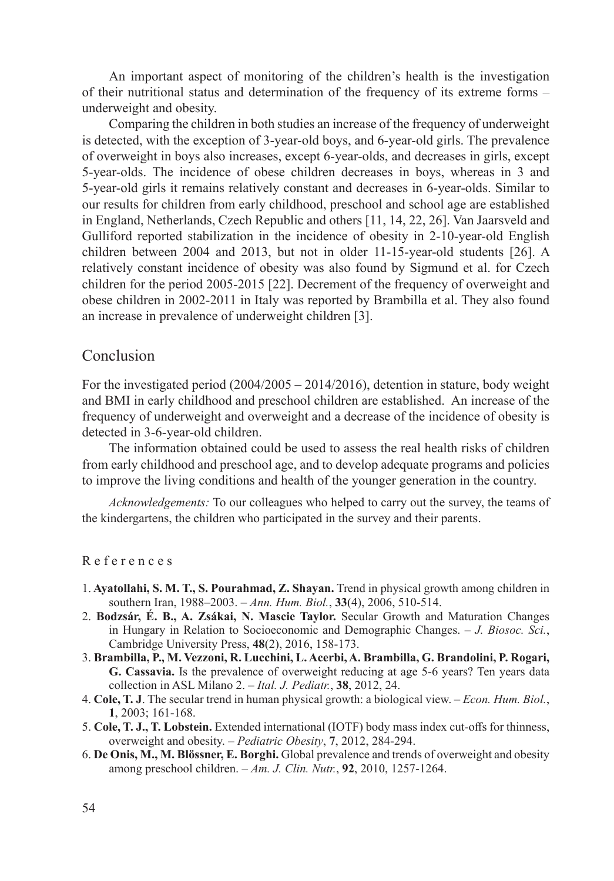An important aspect of monitoring of the children's health is the investigation of their nutritional status and determination of the frequency of its extreme forms – underweight and obesity.

Comparing the children in both studies an increase of the frequency of underweight is detected, with the exception of 3-year-old boys, and 6-year-old girls. The prevalence of overweight in boys also increases, except 6-year-olds, and decreases in girls, except 5-year-olds. The incidence of obese children decreases in boys, whereas in 3 and 5-year-old girls it remains relatively constant and decreases in 6-year-olds. Similar to our results for children from early childhood, preschool and school age are established in England, Netherlands, Czech Republic and others [11, 14, 22, 26]. Van Jaarsveld and Gulliford reported stabilization in the incidence of obesity in 2-10-year-old English children between 2004 and 2013, but not in older 11-15-year-old students [26]. A relatively constant incidence of obesity was also found by Sigmund et al. for Czech children for the period 2005-2015 [22]. Decrement of the frequency of overweight and obese children in 2002-2011 in Italy was reported by Brambilla et al. They also found an increase in prevalence of underweight children [3].

## Conclusion

For the investigated period (2004/2005 – 2014/2016), detention in stature, body weight and BMI in early childhood and preschool children are established. An increase of the frequency of underweight and overweight and a decrease of the incidence of obesity is detected in 3-6-year-old children.

The information obtained could be used to assess the real health risks of children from early childhood and preschool age, and to develop adequate programs and policies to improve the living conditions and health of the younger generation in the country.

*Acknowledgements:* To our colleagues who helped to carry out the survey, the teams of the kindergartens, the children who participated in the survey and their parents.

### References

1. **Ayatollahi, S. M. T., S. Pourahmad, Z. Shayan.** Trend in physical growth among children in southern Iran, 1988–2003. – *Ann. Hum. Biol.*, **33**(4), 2006, 510-514.
2. **Bodzsár, É. B., A. Zsákai, N. Mascie Taylor.** Secular Growth and Maturation Changes in Hungary in Relation to Socioeconomic and Demographic Changes. – *J. Biosoc. Sci.*, Cambridge University Press, **48**(2), 2016, 158-173.
3. **Brambilla, P., M. Vezzoni, R. Lucchini, L. Acerbi, A. Brambilla, G. Brandolini, P. Rogari, G. Cassavia.** Is the prevalence of overweight reducing at age 5-6 years? Ten years data collection in ASL Milano 2. – *Ital. J. Pediatr.*, **38**, 2012, 24.
4. **Cole, T. J**. The secular trend in human physical growth: a biological view. – *Econ. Hum. Biol.*, **1**, 2003; 161-168.
5. **Cole, T. J., T. Lobstein.** Extended international (IOTF) body mass index cut-offs for thinness, overweight and obesity. – *Pediatric Obesity*, **7**, 2012, 284-294.
6. **De Onis, M., M. Blössner, E. Borghi.** Global prevalence and trends of overweight and obesity among preschool children. – *Am. J. Clin. Nutr.*, **92**, 2010, 1257-1264.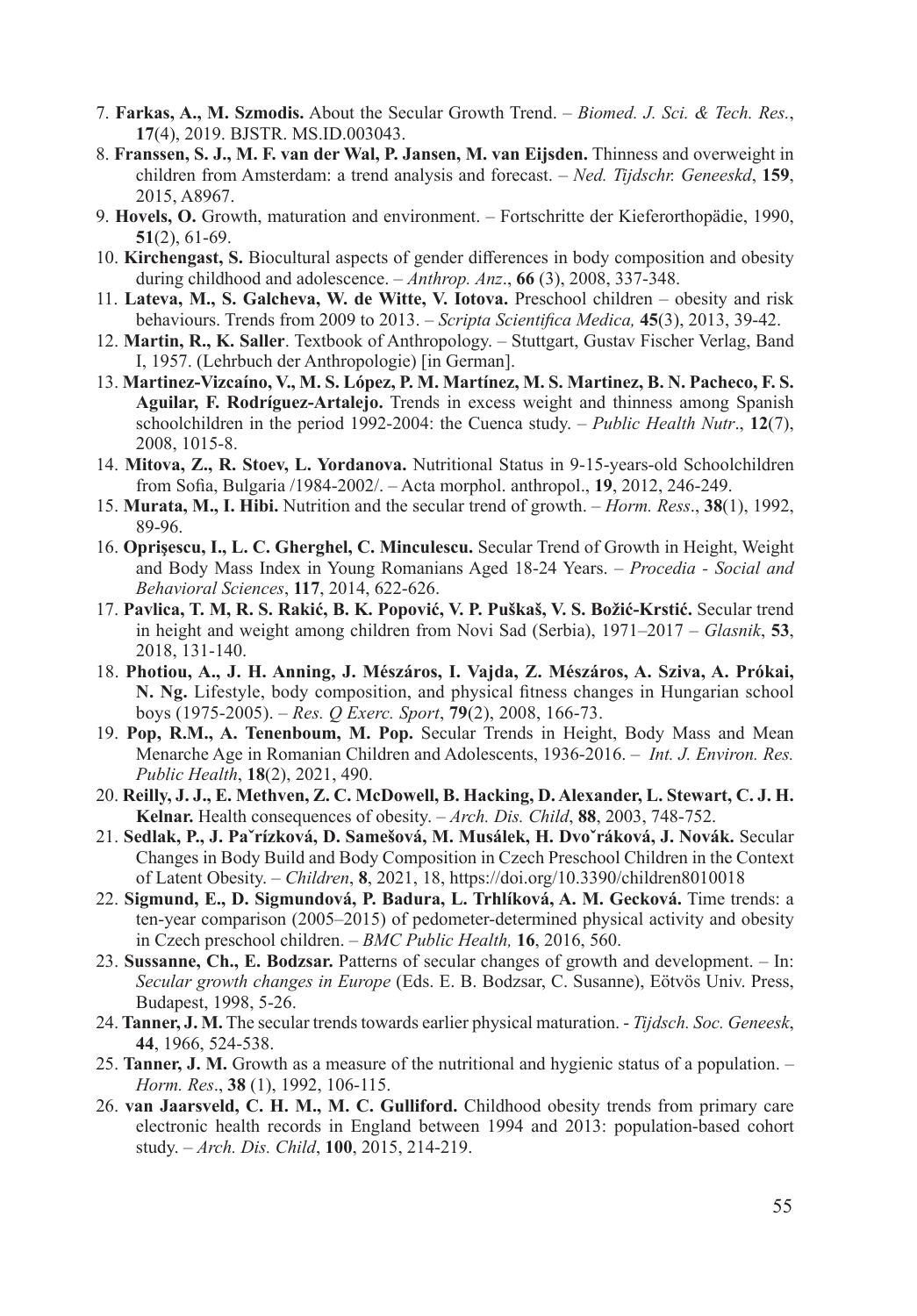7. **Farkas, A., M. Szmodis.** About the Secular Growth Trend. – *Biomed. J. Sci. & Tech. Res.*, **17**(4), 2019. BJSTR. MS.ID.003043.
8. **Franssen, S. J., M. F. van der Wal, P. Jansen, M. van Eijsden.** Thinness and overweight in children from Amsterdam: a trend analysis and forecast. – *Ned. Tijdschr. Geneeskd*, **159**, 2015, A8967.
9. **Hovels, O.** Growth, maturation and environment. – Fortschritte der Kieferorthopädie, 1990, **51**(2), 61-69.
10. **Kirchengast, S.** Biocultural aspects of gender differences in body composition and obesity during childhood and adolescence. – *Anthrop. Anz*., **66** (3), 2008, 337-348.
11. **Lateva, M., S. Galcheva, W. de Witte, V. Iotova.** Preschool children – obesity and risk behaviours. Trends from 2009 to 2013. – *Scripta Scientifica Medica,* **45**(3), 2013, 39-42.
12. **Martin, R., K. Saller**. Textbook of Anthropology. – Stuttgart, Gustav Fischer Verlag, Band I, 1957. (Lehrbuch der Anthropologie) [in German].
13. **Martinez-Vizcaíno, V., M. S. López, P. M. Martínez, M. S. Martinez, B. N. Pacheco, F. S. Aguilar, F. Rodríguez-Artalejo.** Trends in excess weight and thinness among Spanish schoolchildren in the period 1992-2004: the Cuenca study. – *Public Health Nutr*., **12**(7), 2008, 1015-8.
14. **Mitova, Z., R. Stoev, L. Yordanova.** Nutritional Status in 9-15-years-old Schoolchildren from Sofia, Bulgaria /1984-2002/. – Acta morphol. anthropol., **19**, 2012, 246-249.
15. **Murata, M., I. Hibi.** Nutrition and the secular trend of growth. – *Horm. Ress*., **38**(1), 1992, 89-96.
16. **Oprişescu, I., L. C. Gherghel, C. Minculescu.** Secular Trend of Growth in Height, Weight and Body Mass Index in Young Romanians Aged 18-24 Years. – *Procedia - Social and Behavioral Sciences*, **117**, 2014, 622-626.
17. **Pavlica, T. M, R. S. Rakić, B. K. Popović, V. P. Puškaš, V. S. Božić-Krstić.** Secular trend in height and weight among children from Novi Sad (Serbia), 1971–2017 – *Glasnik*, **53**, 2018, 131-140.
18. **Photiou, A., J. H. Anning, J. Mészáros, I. Vajda, Z. Mészáros, A. Sziva, A. Prókai, N. Ng.** Lifestyle, body composition, and physical fitness changes in Hungarian school boys (1975-2005). – *Res. Q Exerc. Sport*, **79**(2), 2008, 166-73.
19. **Pop, R.M., A. Tenenboum, M. Pop.** Secular Trends in Height, Body Mass and Mean Menarche Age in Romanian Children and Adolescents, 1936-2016. – *Int. J. Environ. Res. Public Health*, **18**(2), 2021, 490.
20. **Reilly, J. J., E. Methven, Z. C. McDowell, B. Hacking, D. Alexander, L. Stewart, C. J. H. Kelnar.** Health consequences of obesity. – *Arch. Dis. Child*, **88**, 2003, 748-752.
21. **Sedlak, P., J. Paˇrízková, D. Samešová, M. Musálek, H. Dvoˇráková, J. Novák.** Secular Changes in Body Build and Body Composition in Czech Preschool Children in the Context of Latent Obesity. – *Children*, **8**, 2021, 18, https://doi.org/10.3390/children8010018
22. **Sigmund, E., D. Sigmundová, P. Badura, L. Trhlíková, A. M. Gecková.** Time trends: a ten-year comparison (2005–2015) of pedometer-determined physical activity and obesity in Czech preschool children. – *BMC Public Health,* **16**, 2016, 560.
23. **Sussanne, Ch., E. Bodzsar.** Patterns of secular changes of growth and development. – In: *Secular growth changes in Europe* (Eds. E. B. Bodzsar, C. Susanne), Eötvös Univ. Press, Budapest, 1998, 5-26.
24. **Tanner, J. M.** The secular trends towards earlier physical maturation. - *Tijdsch. Soc. Geneesk*, **44**, 1966, 524-538.
25. **Tanner, J. M.** Growth as a measure of the nutritional and hygienic status of a population. – *Horm. Res*., **38** (1), 1992, 106-115.
26. **van Jaarsveld, C. H. M., M. C. Gulliford.** Childhood obesity trends from primary care electronic health records in England between 1994 and 2013: population-based cohort study. – *Arch. Dis. Child*, **100**, 2015, 214-219.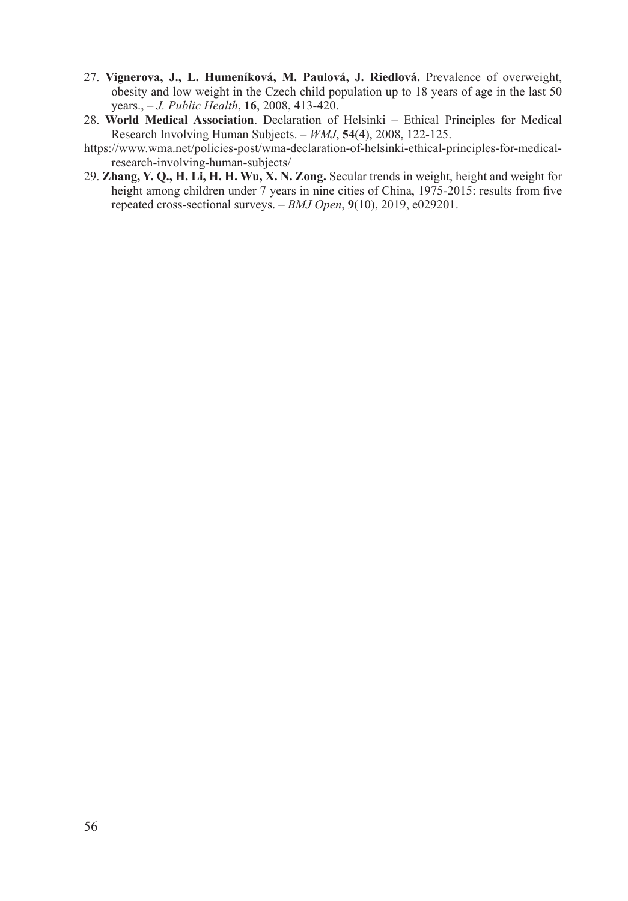27. **Vignerova, J., L. Humeníková, M. Paulová, J. Riedlová.** Prevalence of overweight, obesity and low weight in the Czech child population up to 18 years of age in the last 50 years., – *J. Public Health*, **16**, 2008, 413-420.
28. **World Medical Association**. Declaration of Helsinki – Ethical Principles for Medical Research Involving Human Subjects. – *WMJ*, **54**(4), 2008, 122-125.
https://www.wma.net/policies-post/wma-declaration-of-helsinki-ethical-principles-for-medical-research-involving-human-subjects/
29. **Zhang, Y. Q., H. Li, H. H. Wu, X. N. Zong.** Secular trends in weight, height and weight for height among children under 7 years in nine cities of China, 1975-2015: results from five repeated cross-sectional surveys. – *BMJ Open*, **9**(10), 2019, e029201.